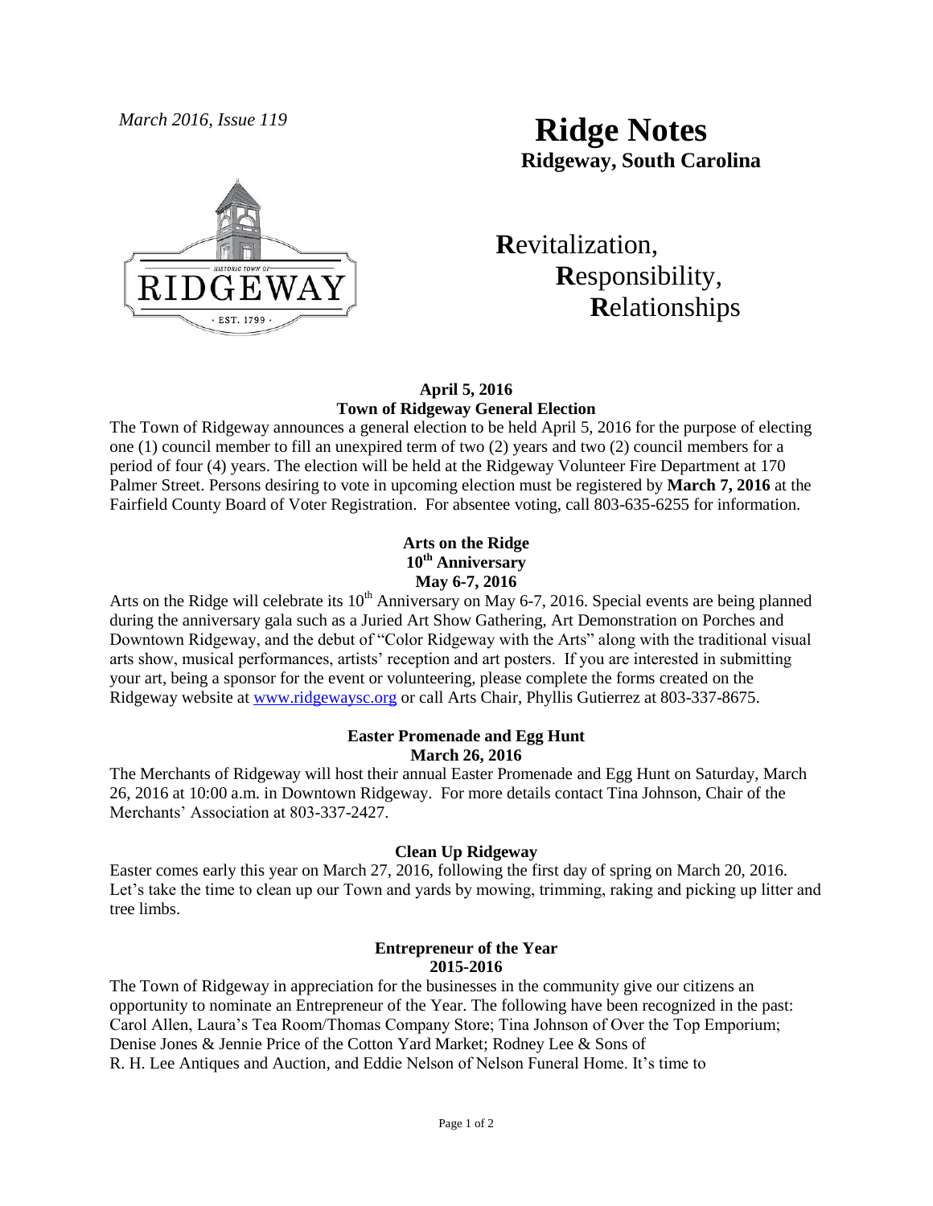*March 2016, Issue 119*

# Ridge Notes

**Ridgeway, South Carolina**

**R**evitalization,
**R**esponsibility,
**R**elationships

### April 5, 2016
### Town of Ridgeway General Election

The Town of Ridgeway announces a general election to be held April 5, 2016 for the purpose of electing one (1) council member to fill an unexpired term of two (2) years and two (2) council members for a period of four (4) years. The election will be held at the Ridgeway Volunteer Fire Department at 170 Palmer Street. Persons desiring to vote in upcoming election must be registered by **March 7, 2016** at the Fairfield County Board of Voter Registration. For absentee voting, call 803-635-6255 for information.

### Arts on the Ridge
### 10th Anniversary
### May 6-7, 2016

Arts on the Ridge will celebrate its 10th Anniversary on May 6-7, 2016. Special events are being planned during the anniversary gala such as a Juried Art Show Gathering, Art Demonstration on Porches and Downtown Ridgeway, and the debut of "Color Ridgeway with the Arts" along with the traditional visual arts show, musical performances, artists' reception and art posters. If you are interested in submitting your art, being a sponsor for the event or volunteering, please complete the forms created on the Ridgeway website at www.ridgewaysc.org or call Arts Chair, Phyllis Gutierrez at 803-337-8675.

### Easter Promenade and Egg Hunt
### March 26, 2016

The Merchants of Ridgeway will host their annual Easter Promenade and Egg Hunt on Saturday, March 26, 2016 at 10:00 a.m. in Downtown Ridgeway. For more details contact Tina Johnson, Chair of the Merchants' Association at 803-337-2427.

### Clean Up Ridgeway

Easter comes early this year on March 27, 2016, following the first day of spring on March 20, 2016. Let's take the time to clean up our Town and yards by mowing, trimming, raking and picking up litter and tree limbs.

### Entrepreneur of the Year
### 2015-2016

The Town of Ridgeway in appreciation for the businesses in the community give our citizens an opportunity to nominate an Entrepreneur of the Year. The following have been recognized in the past: Carol Allen, Laura's Tea Room/Thomas Company Store; Tina Johnson of Over the Top Emporium; Denise Jones & Jennie Price of the Cotton Yard Market; Rodney Lee & Sons of R. H. Lee Antiques and Auction, and Eddie Nelson of Nelson Funeral Home. It's time to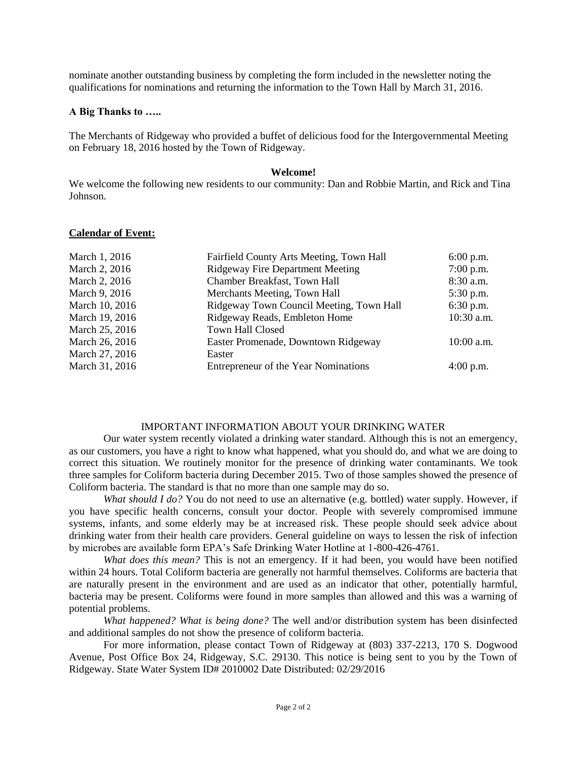nominate another outstanding business by completing the form included in the newsletter noting the qualifications for nominations and returning the information to the Town Hall by March 31, 2016.

**A Big Thanks to …..**

The Merchants of Ridgeway who provided a buffet of delicious food for the Intergovernmental Meeting on February 18, 2016 hosted by the Town of Ridgeway.

**Welcome!**

We welcome the following new residents to our community: Dan and Robbie Martin, and Rick and Tina Johnson.

**Calendar of Event:**

| | | |
|---|---|---|
| March 1, 2016 | Fairfield County Arts Meeting, Town Hall | 6:00 p.m. |
| March 2, 2016 | Ridgeway Fire Department Meeting | 7:00 p.m. |
| March 2, 2016 | Chamber Breakfast, Town Hall | 8:30 a.m. |
| March 9, 2016 | Merchants Meeting, Town Hall | 5:30 p.m. |
| March 10, 2016 | Ridgeway Town Council Meeting, Town Hall | 6:30 p.m. |
| March 19, 2016 | Ridgeway Reads, Embleton Home | 10:30 a.m. |
| March 25, 2016 | Town Hall Closed | |
| March 26, 2016 | Easter Promenade, Downtown Ridgeway | 10:00 a.m. |
| March 27, 2016 | Easter | |
| March 31, 2016 | Entrepreneur of the Year Nominations | 4:00 p.m. |

IMPORTANT INFORMATION ABOUT YOUR DRINKING WATER

Our water system recently violated a drinking water standard. Although this is not an emergency, as our customers, you have a right to know what happened, what you should do, and what we are doing to correct this situation. We routinely monitor for the presence of drinking water contaminants. We took three samples for Coliform bacteria during December 2015. Two of those samples showed the presence of Coliform bacteria. The standard is that no more than one sample may do so.

*What should I do?* You do not need to use an alternative (e.g. bottled) water supply. However, if you have specific health concerns, consult your doctor. People with severely compromised immune systems, infants, and some elderly may be at increased risk. These people should seek advice about drinking water from their health care providers. General guideline on ways to lessen the risk of infection by microbes are available form EPA's Safe Drinking Water Hotline at 1-800-426-4761.

*What does this mean?* This is not an emergency. If it had been, you would have been notified within 24 hours. Total Coliform bacteria are generally not harmful themselves. Coliforms are bacteria that are naturally present in the environment and are used as an indicator that other, potentially harmful, bacteria may be present. Coliforms were found in more samples than allowed and this was a warning of potential problems.

*What happened? What is being done?* The well and/or distribution system has been disinfected and additional samples do not show the presence of coliform bacteria.

For more information, please contact Town of Ridgeway at (803) 337-2213, 170 S. Dogwood Avenue, Post Office Box 24, Ridgeway, S.C. 29130. This notice is being sent to you by the Town of Ridgeway. State Water System ID# 2010002 Date Distributed: 02/29/2016